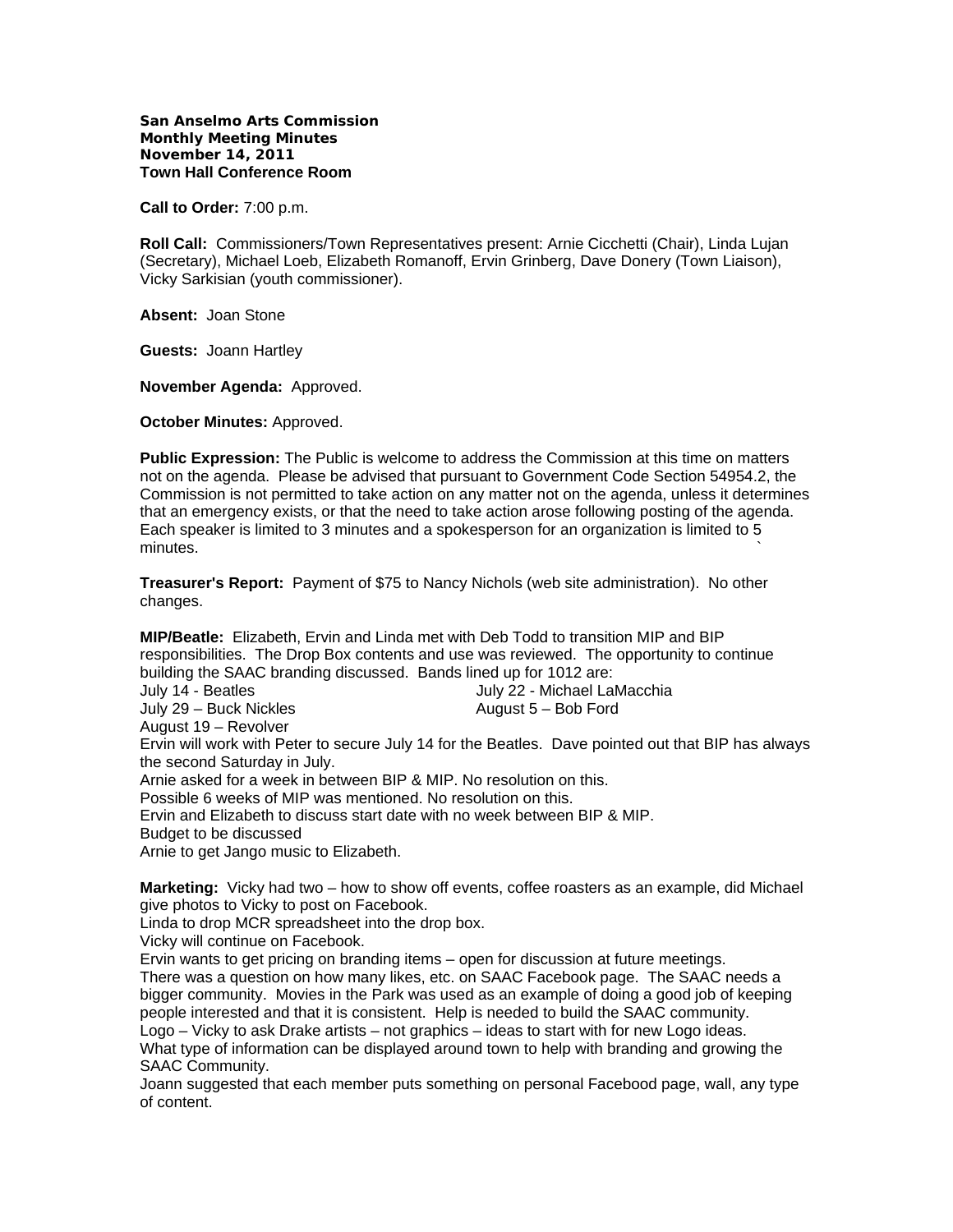**San Anselmo Arts Commission**
**Monthly Meeting Minutes**
**November 14, 2011**
**Town Hall Conference Room**

**Call to Order:** 7:00 p.m.

**Roll Call:** Commissioners/Town Representatives present: Arnie Cicchetti (Chair), Linda Lujan (Secretary), Michael Loeb, Elizabeth Romanoff, Ervin Grinberg, Dave Donery (Town Liaison), Vicky Sarkisian (youth commissioner).

**Absent:** Joan Stone

**Guests:** Joann Hartley

**November Agenda:** Approved.

**October Minutes:** Approved.

**Public Expression:** The Public is welcome to address the Commission at this time on matters not on the agenda. Please be advised that pursuant to Government Code Section 54954.2, the Commission is not permitted to take action on any matter not on the agenda, unless it determines that an emergency exists, or that the need to take action arose following posting of the agenda. Each speaker is limited to 3 minutes and a spokesperson for an organization is limited to 5 minutes.

**Treasurer's Report:** Payment of $75 to Nancy Nichols (web site administration). No other changes.

**MIP/Beatle:** Elizabeth, Ervin and Linda met with Deb Todd to transition MIP and BIP responsibilities. The Drop Box contents and use was reviewed. The opportunity to continue building the SAAC branding discussed. Bands lined up for 1012 are:

July 14 - Beatles
July 22 - Michael LaMacchia
July 29 – Buck Nickles
August 5 – Bob Ford
August 19 – Revolver

Ervin will work with Peter to secure July 14 for the Beatles. Dave pointed out that BIP has always the second Saturday in July.
Arnie asked for a week in between BIP & MIP. No resolution on this.
Possible 6 weeks of MIP was mentioned. No resolution on this.
Ervin and Elizabeth to discuss start date with no week between BIP & MIP.
Budget to be discussed
Arnie to get Jango music to Elizabeth.

**Marketing:** Vicky had two – how to show off events, coffee roasters as an example, did Michael give photos to Vicky to post on Facebook.
Linda to drop MCR spreadsheet into the drop box.
Vicky will continue on Facebook.
Ervin wants to get pricing on branding items – open for discussion at future meetings.
There was a question on how many likes, etc. on SAAC Facebook page. The SAAC needs a bigger community. Movies in the Park was used as an example of doing a good job of keeping people interested and that it is consistent. Help is needed to build the SAAC community.
Logo – Vicky to ask Drake artists – not graphics – ideas to start with for new Logo ideas.
What type of information can be displayed around town to help with branding and growing the SAAC Community.
Joann suggested that each member puts something on personal Facebood page, wall, any type of content.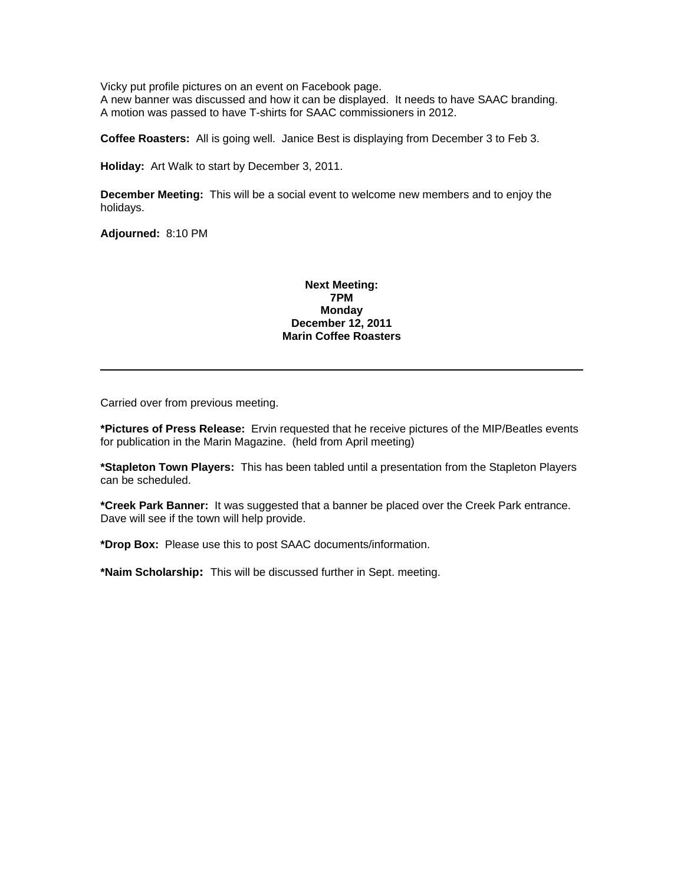Vicky put profile pictures on an event on Facebook page.
A new banner was discussed and how it can be displayed. It needs to have SAAC branding.
A motion was passed to have T-shirts for SAAC commissioners in 2012.

**Coffee Roasters:** All is going well. Janice Best is displaying from December 3 to Feb 3.

**Holiday:** Art Walk to start by December 3, 2011.

**December Meeting:** This will be a social event to welcome new members and to enjoy the holidays.

**Adjourned:** 8:10 PM

**Next Meeting:**
**7PM**
**Monday**
**December 12, 2011**
**Marin Coffee Roasters**

---

Carried over from previous meeting.

**\*Pictures of Press Release:** Ervin requested that he receive pictures of the MIP/Beatles events for publication in the Marin Magazine. (held from April meeting)

**\*Stapleton Town Players:** This has been tabled until a presentation from the Stapleton Players can be scheduled.

**\*Creek Park Banner:** It was suggested that a banner be placed over the Creek Park entrance. Dave will see if the town will help provide.

**\*Drop Box:** Please use this to post SAAC documents/information.

**\*Naim Scholarship:** This will be discussed further in Sept. meeting.